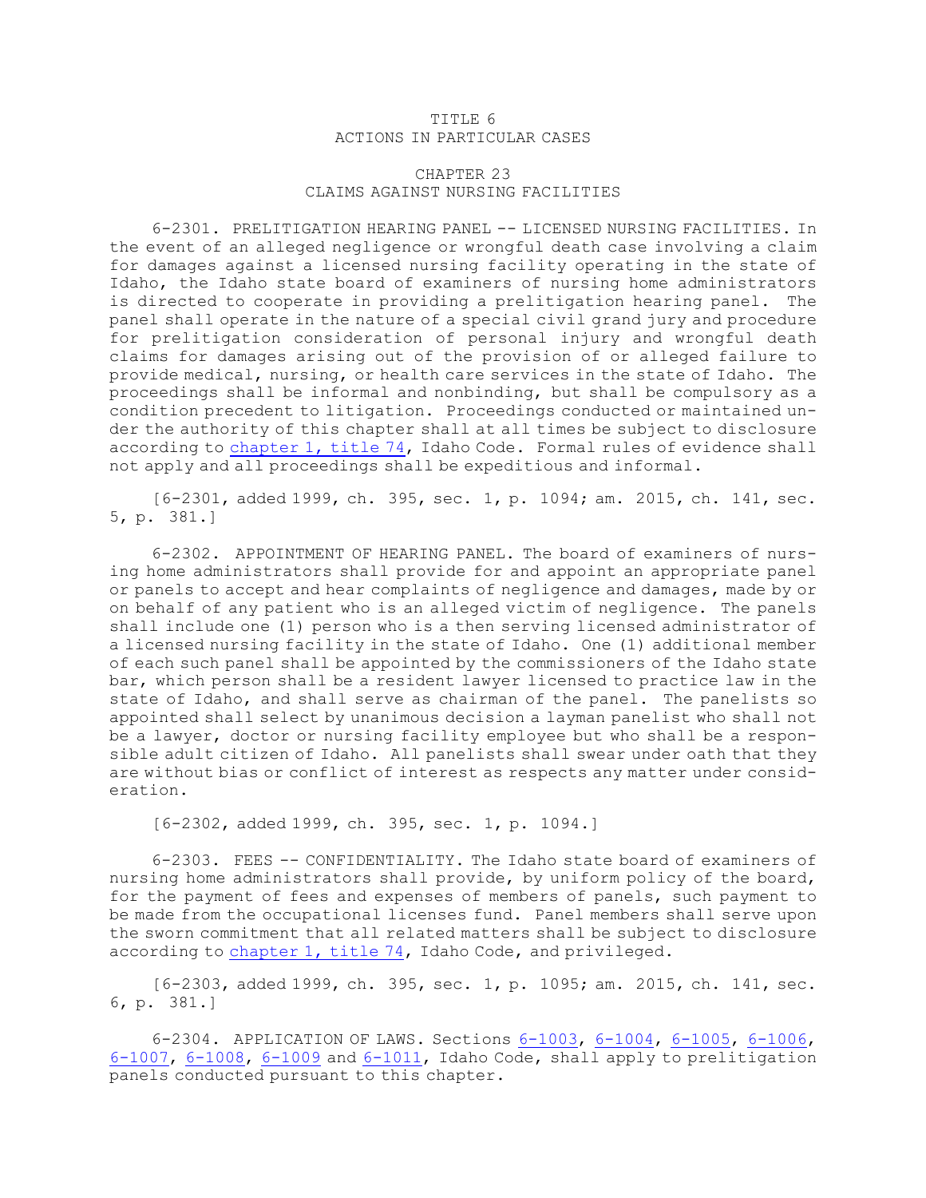# TITLE 6
# ACTIONS IN PARTICULAR CASES

## CHAPTER 23
## CLAIMS AGAINST NURSING FACILITIES

6-2301. PRELITIGATION HEARING PANEL -- LICENSED NURSING FACILITIES. In the event of an alleged negligence or wrongful death case involving a claim for damages against a licensed nursing facility operating in the state of Idaho, the Idaho state board of examiners of nursing home administrators is directed to cooperate in providing a prelitigation hearing panel. The panel shall operate in the nature of a special civil grand jury and procedure for prelitigation consideration of personal injury and wrongful death claims for damages arising out of the provision of or alleged failure to provide medical, nursing, or health care services in the state of Idaho. The proceedings shall be informal and nonbinding, but shall be compulsory as a condition precedent to litigation. Proceedings conducted or maintained under the authority of this chapter shall at all times be subject to disclosure according to chapter 1, title 74, Idaho Code. Formal rules of evidence shall not apply and all proceedings shall be expeditious and informal.

[6-2301, added 1999, ch. 395, sec. 1, p. 1094; am. 2015, ch. 141, sec. 5, p. 381.]

6-2302. APPOINTMENT OF HEARING PANEL. The board of examiners of nursing home administrators shall provide for and appoint an appropriate panel or panels to accept and hear complaints of negligence and damages, made by or on behalf of any patient who is an alleged victim of negligence. The panels shall include one (1) person who is a then serving licensed administrator of a licensed nursing facility in the state of Idaho. One (1) additional member of each such panel shall be appointed by the commissioners of the Idaho state bar, which person shall be a resident lawyer licensed to practice law in the state of Idaho, and shall serve as chairman of the panel. The panelists so appointed shall select by unanimous decision a layman panelist who shall not be a lawyer, doctor or nursing facility employee but who shall be a responsible adult citizen of Idaho. All panelists shall swear under oath that they are without bias or conflict of interest as respects any matter under consideration.

[6-2302, added 1999, ch. 395, sec. 1, p. 1094.]

6-2303. FEES -- CONFIDENTIALITY. The Idaho state board of examiners of nursing home administrators shall provide, by uniform policy of the board, for the payment of fees and expenses of members of panels, such payment to be made from the occupational licenses fund. Panel members shall serve upon the sworn commitment that all related matters shall be subject to disclosure according to chapter 1, title 74, Idaho Code, and privileged.

[6-2303, added 1999, ch. 395, sec. 1, p. 1095; am. 2015, ch. 141, sec. 6, p. 381.]

6-2304. APPLICATION OF LAWS. Sections 6-1003, 6-1004, 6-1005, 6-1006, 6-1007, 6-1008, 6-1009 and 6-1011, Idaho Code, shall apply to prelitigation panels conducted pursuant to this chapter.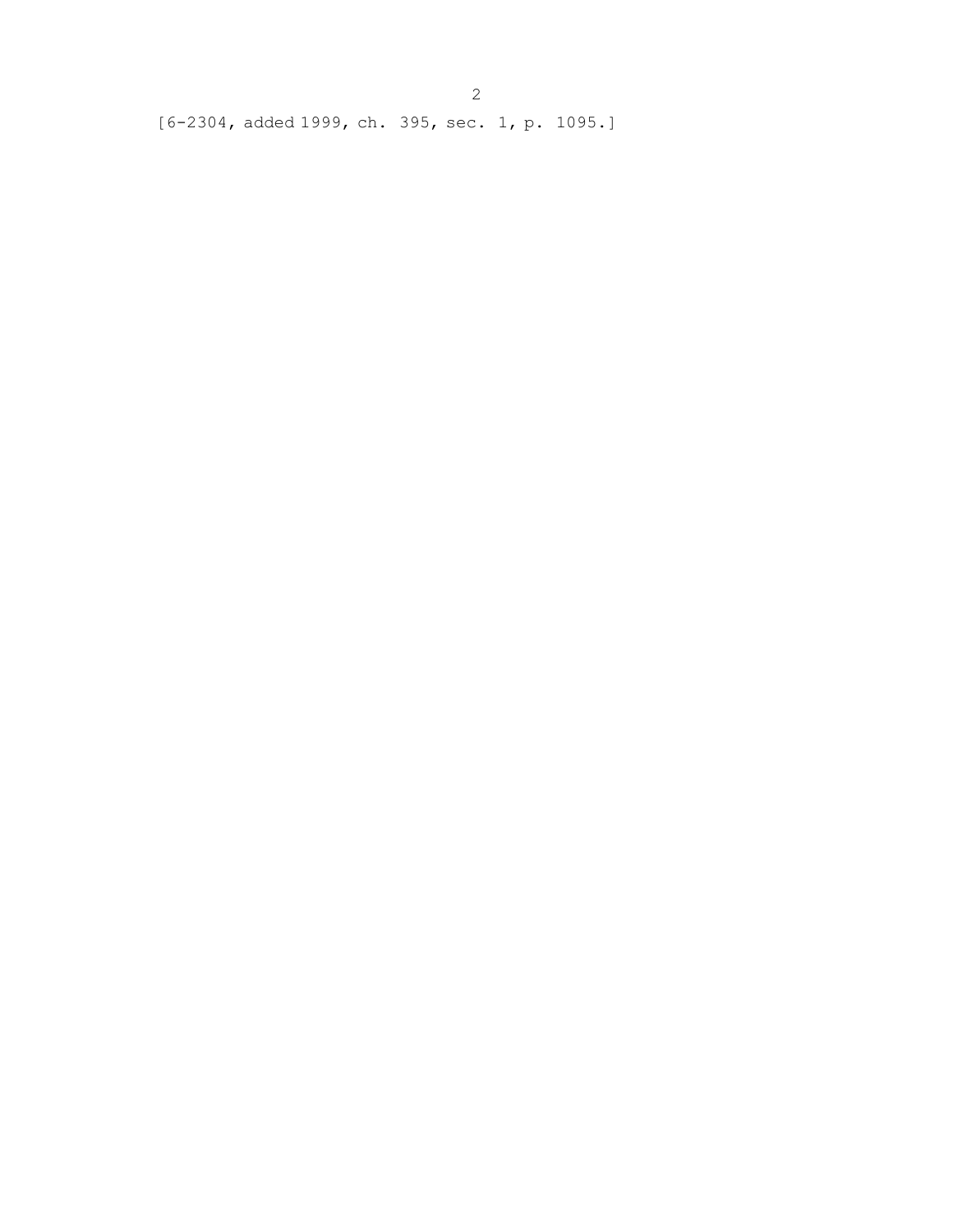[6-2304, added 1999, ch. 395, sec. 1, p. 1095.]